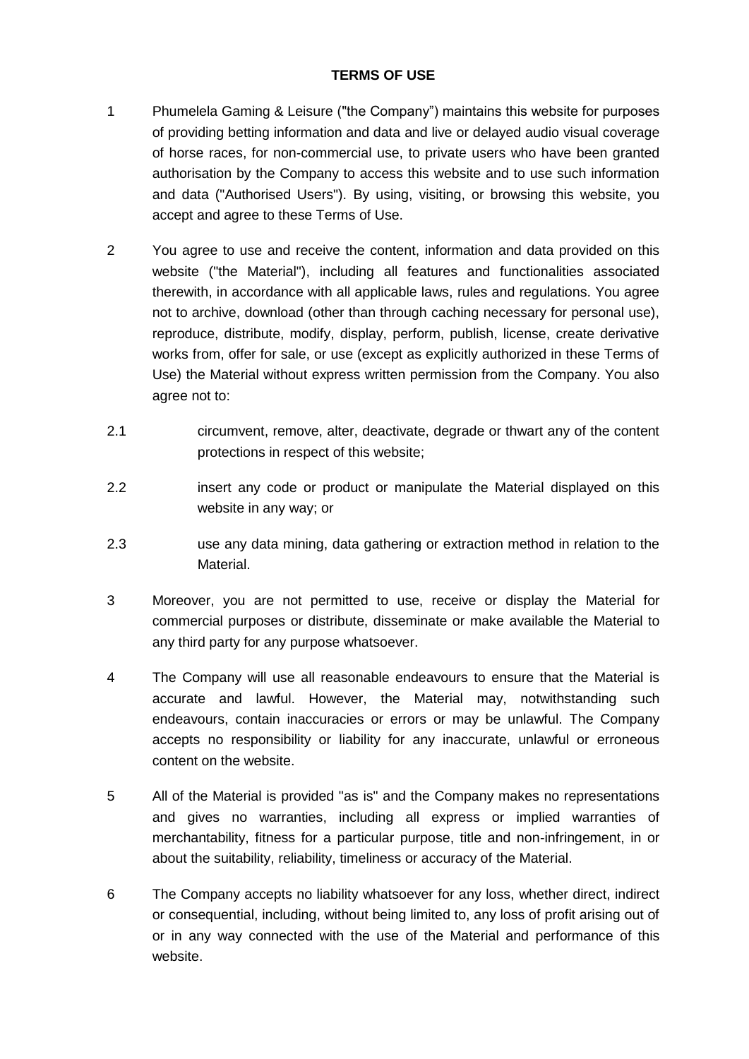# TERMS OF USE

1 Phumelela Gaming & Leisure ("the Company") maintains this website for purposes of providing betting information and data and live or delayed audio visual coverage of horse races, for non-commercial use, to private users who have been granted authorisation by the Company to access this website and to use such information and data ("Authorised Users"). By using, visiting, or browsing this website, you accept and agree to these Terms of Use.

2 You agree to use and receive the content, information and data provided on this website ("the Material"), including all features and functionalities associated therewith, in accordance with all applicable laws, rules and regulations. You agree not to archive, download (other than through caching necessary for personal use), reproduce, distribute, modify, display, perform, publish, license, create derivative works from, offer for sale, or use (except as explicitly authorized in these Terms of Use) the Material without express written permission from the Company. You also agree not to:

2.1 circumvent, remove, alter, deactivate, degrade or thwart any of the content protections in respect of this website;

2.2 insert any code or product or manipulate the Material displayed on this website in any way; or

2.3 use any data mining, data gathering or extraction method in relation to the Material.

3 Moreover, you are not permitted to use, receive or display the Material for commercial purposes or distribute, disseminate or make available the Material to any third party for any purpose whatsoever.

4 The Company will use all reasonable endeavours to ensure that the Material is accurate and lawful. However, the Material may, notwithstanding such endeavours, contain inaccuracies or errors or may be unlawful. The Company accepts no responsibility or liability for any inaccurate, unlawful or erroneous content on the website.

5 All of the Material is provided "as is" and the Company makes no representations and gives no warranties, including all express or implied warranties of merchantability, fitness for a particular purpose, title and non-infringement, in or about the suitability, reliability, timeliness or accuracy of the Material.

6 The Company accepts no liability whatsoever for any loss, whether direct, indirect or consequential, including, without being limited to, any loss of profit arising out of or in any way connected with the use of the Material and performance of this website.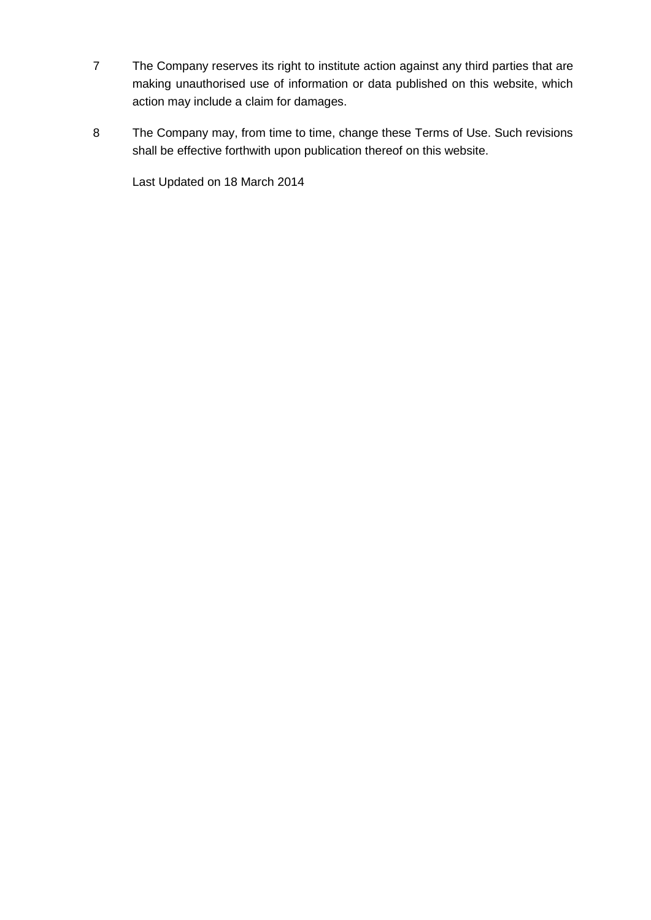7. The Company reserves its right to institute action against any third parties that are making unauthorised use of information or data published on this website, which action may include a claim for damages.

8. The Company may, from time to time, change these Terms of Use. Such revisions shall be effective forthwith upon publication thereof on this website.

Last Updated on 18 March 2014